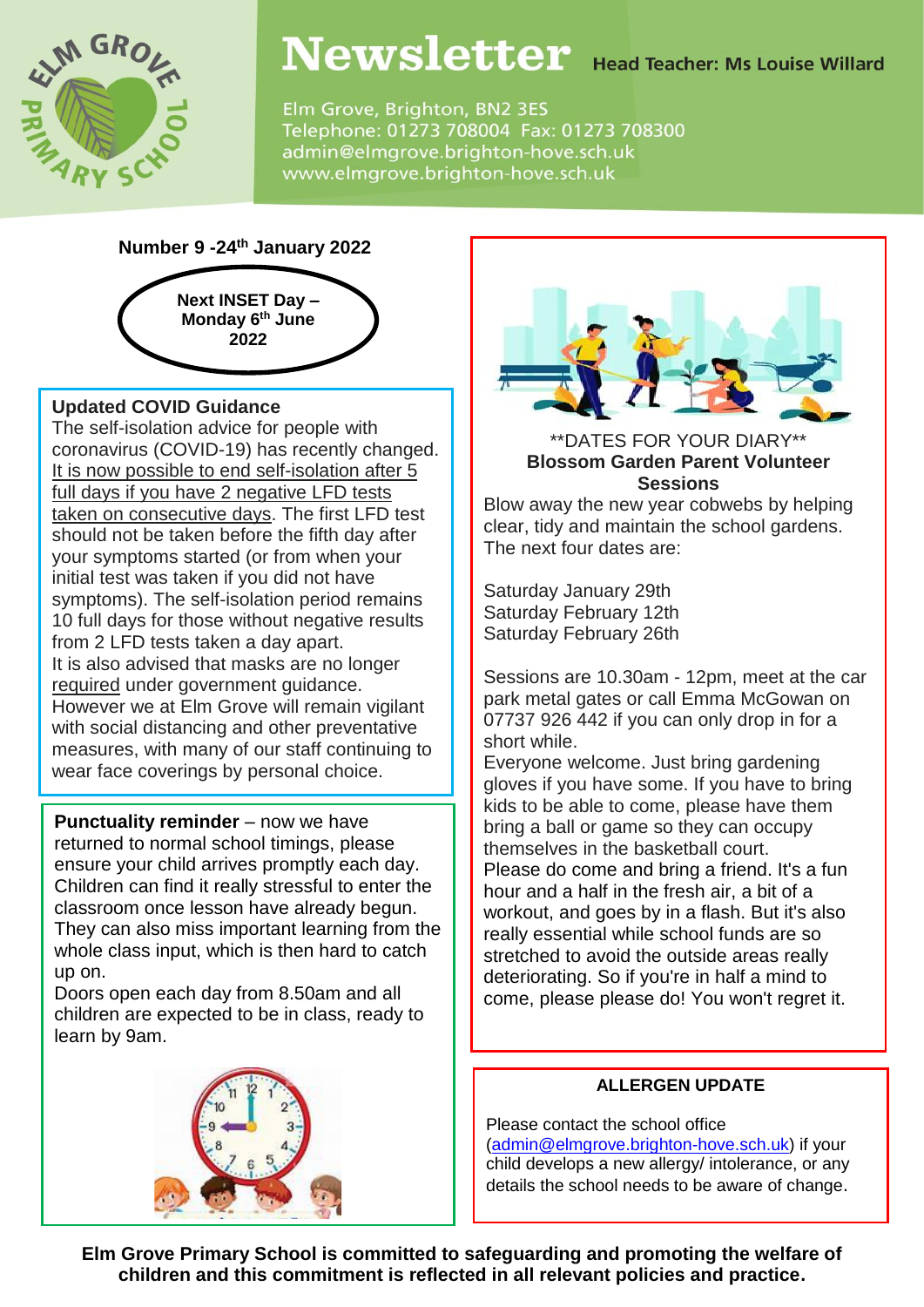# Newsletter

**Head Teacher: Ms Louise Willard**

Elm Grove, Brighton, BN2 3ES
Telephone: 01273 708004 Fax: 01273 708300
admin@elmgrove.brighton-hove.sch.uk
www.elmgrove.brighton-hove.sch.uk

**Number 9 -24th January 2022**

**Next INSET Day – Monday 6th June 2022**

## Updated COVID Guidance

The self-isolation advice for people with coronavirus (COVID-19) has recently changed. It is now possible to end self-isolation after 5 full days if you have 2 negative LFD tests taken on consecutive days. The first LFD test should not be taken before the fifth day after your symptoms started (or from when your initial test was taken if you did not have symptoms). The self-isolation period remains 10 full days for those without negative results from 2 LFD tests taken a day apart.
It is also advised that masks are no longer required under government guidance.
However we at Elm Grove will remain vigilant with social distancing and other preventative measures, with many of our staff continuing to wear face coverings by personal choice.

**Punctuality reminder** – now we have returned to normal school timings, please ensure your child arrives promptly each day. Children can find it really stressful to enter the classroom once lesson have already begun. They can also miss important learning from the whole class input, which is then hard to catch up on.
Doors open each day from 8.50am and all children are expected to be in class, ready to learn by 9am.

**DATES FOR YOUR DIARY**

**Blossom Garden Parent Volunteer Sessions**

Blow away the new year cobwebs by helping clear, tidy and maintain the school gardens. The next four dates are:

Saturday January 29th
Saturday February 12th
Saturday February 26th

Sessions are 10.30am - 12pm, meet at the car park metal gates or call Emma McGowan on 07737 926 442 if you can only drop in for a short while.
Everyone welcome. Just bring gardening gloves if you have some. If you have to bring kids to be able to come, please have them bring a ball or game so they can occupy themselves in the basketball court.
Please do come and bring a friend. It's a fun hour and a half in the fresh air, a bit of a workout, and goes by in a flash. But it's also really essential while school funds are so stretched to avoid the outside areas really deteriorating. So if you're in half a mind to come, please please do! You won't regret it.

## ALLERGEN UPDATE

Please contact the school office (admin@elmgrove.brighton-hove.sch.uk) if your child develops a new allergy/ intolerance, or any details the school needs to be aware of change.

**Elm Grove Primary School is committed to safeguarding and promoting the welfare of children and this commitment is reflected in all relevant policies and practice.**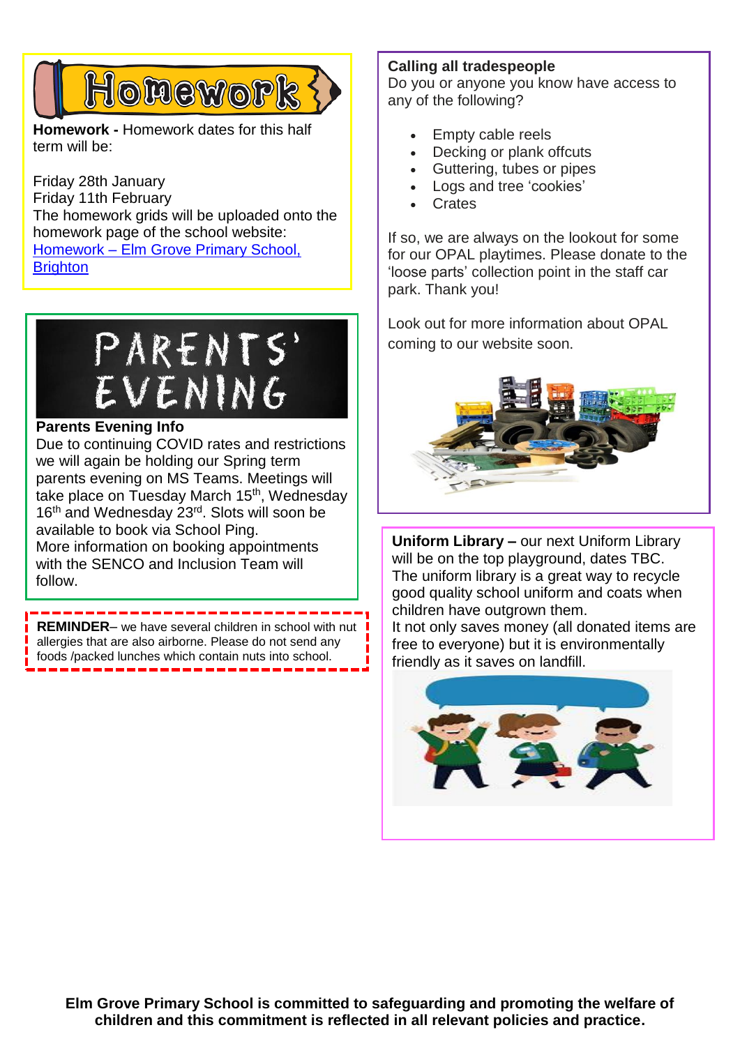## Homework

**Homework -** Homework dates for this half term will be:

Friday 28th January
Friday 11th February
The homework grids will be uploaded onto the homework page of the school website: [Homework – Elm Grove Primary School, Brighton]

## Parents' Evening

**Parents Evening Info**
Due to continuing COVID rates and restrictions we will again be holding our Spring term parents evening on MS Teams. Meetings will take place on Tuesday March 15th, Wednesday 16th and Wednesday 23rd. Slots will soon be available to book via School Ping.
More information on booking appointments with the SENCO and Inclusion Team will follow.

**REMINDER**– we have several children in school with nut allergies that are also airborne. Please do not send any foods /packed lunches which contain nuts into school.

**Calling all tradespeople**
Do you or anyone you know have access to any of the following?

- Empty cable reels
- Decking or plank offcuts
- Guttering, tubes or pipes
- Logs and tree 'cookies'
- Crates

If so, we are always on the lookout for some for our OPAL playtimes. Please donate to the 'loose parts' collection point in the staff car park. Thank you!

Look out for more information about OPAL coming to our website soon.

**Uniform Library –** our next Uniform Library will be on the top playground, dates TBC.
The uniform library is a great way to recycle good quality school uniform and coats when children have outgrown them.
It not only saves money (all donated items are free to everyone) but it is environmentally friendly as it saves on landfill.

**Elm Grove Primary School is committed to safeguarding and promoting the welfare of children and this commitment is reflected in all relevant policies and practice.**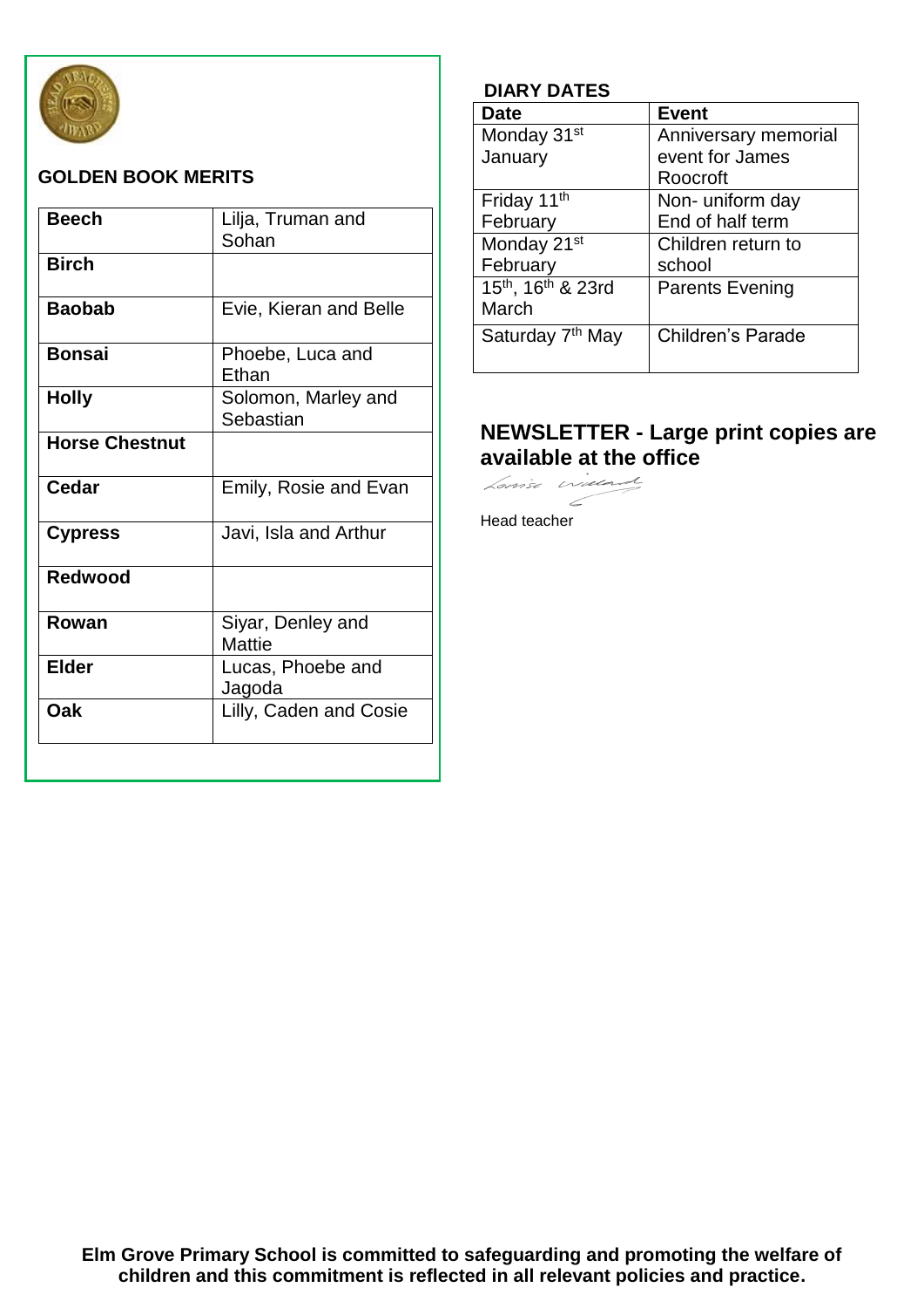## GOLDEN BOOK MERITS

| | |
|---|---|
| **Beech** | Lilja, Truman and Sohan |
| **Birch** | |
| **Baobab** | Evie, Kieran and Belle |
| **Bonsai** | Phoebe, Luca and Ethan |
| **Holly** | Solomon, Marley and Sebastian |
| **Horse Chestnut** | |
| **Cedar** | Emily, Rosie and Evan |
| **Cypress** | Javi, Isla and Arthur |
| **Redwood** | |
| **Rowan** | Siyar, Denley and Mattie |
| **Elder** | Lucas, Phoebe and Jagoda |
| **Oak** | Lilly, Caden and Cosie |

## DIARY DATES

| Date | Event |
|---|---|
| Monday 31st January | Anniversary memorial event for James Roocroft |
| Friday 11th February | Non- uniform day End of half term |
| Monday 21st February | Children return to school |
| 15th, 16th & 23rd March | Parents Evening |
| Saturday 7th May | Children's Parade |

## NEWSLETTER - Large print copies are available at the office

Louise Willard

Head teacher

**Elm Grove Primary School is committed to safeguarding and promoting the welfare of children and this commitment is reflected in all relevant policies and practice.**